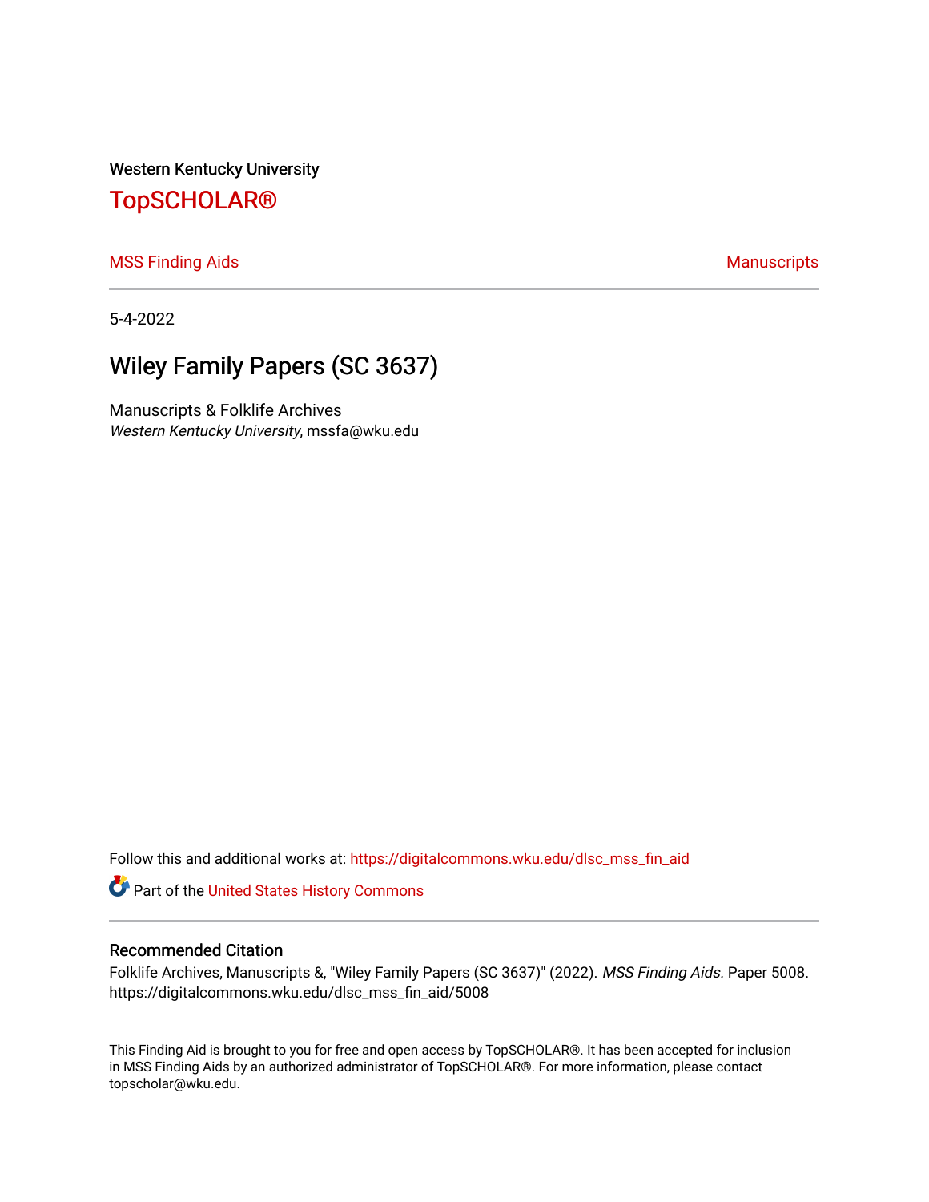Western Kentucky University

# TopSCHOLAR®

MSS Finding Aids | Manuscripts

5-4-2022

## Wiley Family Papers (SC 3637)

Manuscripts & Folklife Archives
*Western Kentucky University*, mssfa@wku.edu

Follow this and additional works at: https://digitalcommons.wku.edu/dlsc_mss_fin_aid

Part of the United States History Commons

### Recommended Citation

Folklife Archives, Manuscripts &, "Wiley Family Papers (SC 3637)" (2022). *MSS Finding Aids.* Paper 5008.
https://digitalcommons.wku.edu/dlsc_mss_fin_aid/5008

This Finding Aid is brought to you for free and open access by TopSCHOLAR®. It has been accepted for inclusion in MSS Finding Aids by an authorized administrator of TopSCHOLAR®. For more information, please contact topscholar@wku.edu.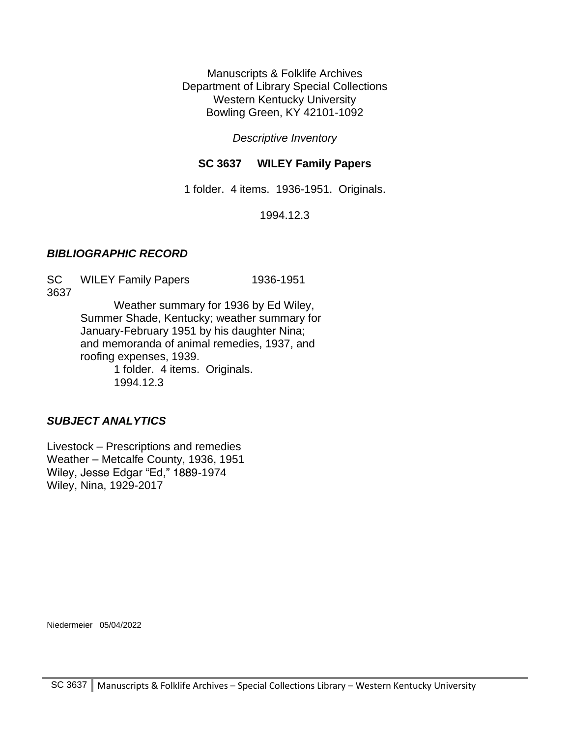Manuscripts & Folklife Archives
Department of Library Special Collections
Western Kentucky University
Bowling Green, KY 42101-1092

*Descriptive Inventory*

**SC 3637 WILEY Family Papers**

1 folder. 4 items. 1936-1951. Originals.

1994.12.3

### *BIBLIOGRAPHIC RECORD*

SC 3637 WILEY Family Papers 1936-1951

Weather summary for 1936 by Ed Wiley, Summer Shade, Kentucky; weather summary for January-February 1951 by his daughter Nina; and memoranda of animal remedies, 1937, and roofing expenses, 1939.

1 folder. 4 items. Originals.
1994.12.3

### *SUBJECT ANALYTICS*

Livestock – Prescriptions and remedies
Weather – Metcalfe County, 1936, 1951
Wiley, Jesse Edgar "Ed," 1889-1974
Wiley, Nina, 1929-2017

Niedermeier 05/04/2022